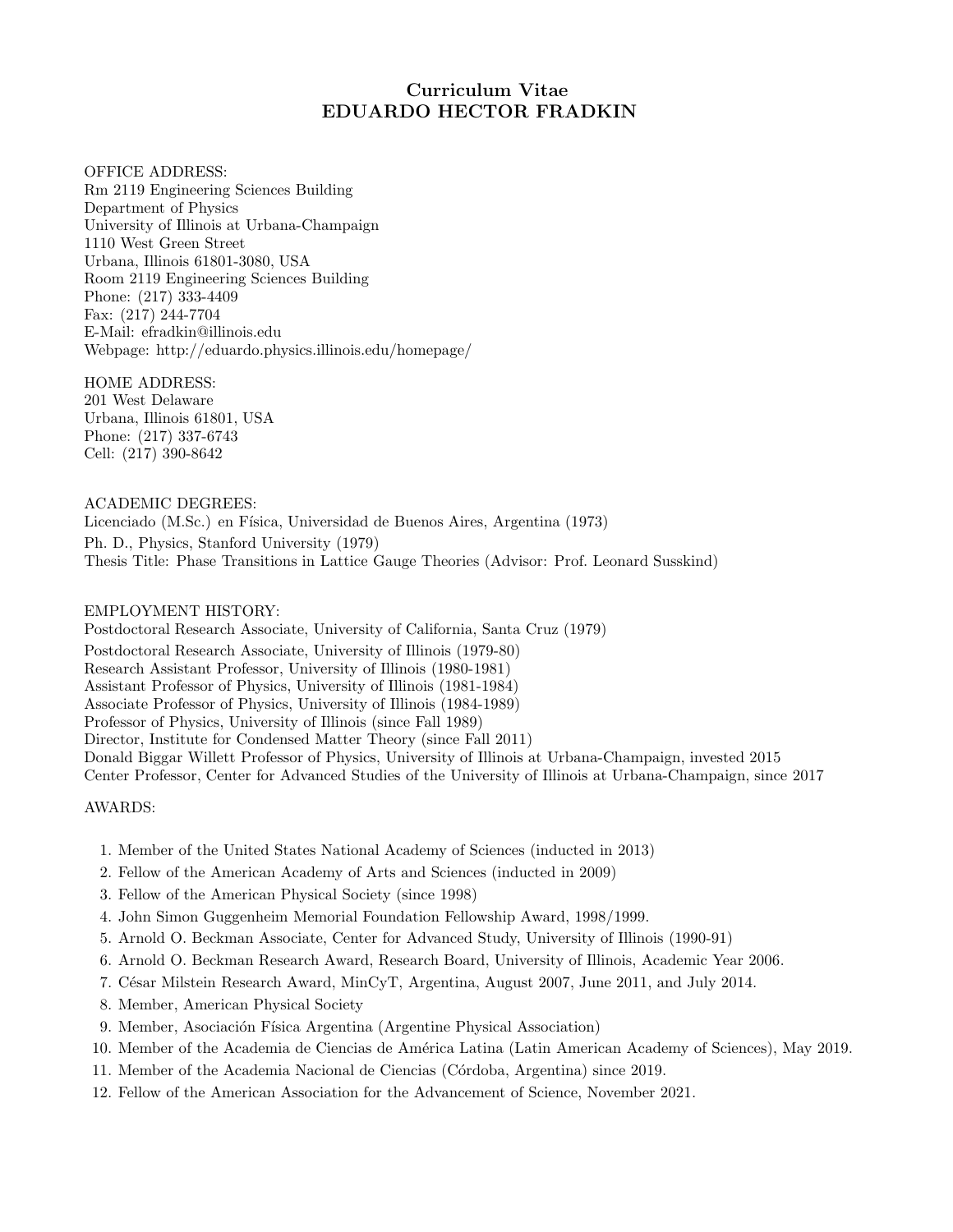# Curriculum Vitae
# EDUARDO HECTOR FRADKIN

OFFICE ADDRESS:
Rm 2119 Engineering Sciences Building
Department of Physics
University of Illinois at Urbana-Champaign
1110 West Green Street
Urbana, Illinois 61801-3080, USA
Room 2119 Engineering Sciences Building
Phone: (217) 333-4409
Fax: (217) 244-7704
E-Mail: efradkin@illinois.edu
Webpage: http://eduardo.physics.illinois.edu/homepage/

HOME ADDRESS:
201 West Delaware
Urbana, Illinois 61801, USA
Phone: (217) 337-6743
Cell: (217) 390-8642

ACADEMIC DEGREES:
Licenciado (M.Sc.) en Física, Universidad de Buenos Aires, Argentina (1973)
Ph. D., Physics, Stanford University (1979)
Thesis Title: Phase Transitions in Lattice Gauge Theories (Advisor: Prof. Leonard Susskind)

EMPLOYMENT HISTORY:
Postdoctoral Research Associate, University of California, Santa Cruz (1979)
Postdoctoral Research Associate, University of Illinois (1979-80)
Research Assistant Professor, University of Illinois (1980-1981)
Assistant Professor of Physics, University of Illinois (1981-1984)
Associate Professor of Physics, University of Illinois (1984-1989)
Professor of Physics, University of Illinois (since Fall 1989)
Director, Institute for Condensed Matter Theory (since Fall 2011)
Donald Biggar Willett Professor of Physics, University of Illinois at Urbana-Champaign, invested 2015
Center Professor, Center for Advanced Studies of the University of Illinois at Urbana-Champaign, since 2017

AWARDS:

1. Member of the United States National Academy of Sciences (inducted in 2013)
2. Fellow of the American Academy of Arts and Sciences (inducted in 2009)
3. Fellow of the American Physical Society (since 1998)
4. John Simon Guggenheim Memorial Foundation Fellowship Award, 1998/1999.
5. Arnold O. Beckman Associate, Center for Advanced Study, University of Illinois (1990-91)
6. Arnold O. Beckman Research Award, Research Board, University of Illinois, Academic Year 2006.
7. César Milstein Research Award, MinCyT, Argentina, August 2007, June 2011, and July 2014.
8. Member, American Physical Society
9. Member, Asociación Física Argentina (Argentine Physical Association)
10. Member of the Academia de Ciencias de América Latina (Latin American Academy of Sciences), May 2019.
11. Member of the Academia Nacional de Ciencias (Córdoba, Argentina) since 2019.
12. Fellow of the American Association for the Advancement of Science, November 2021.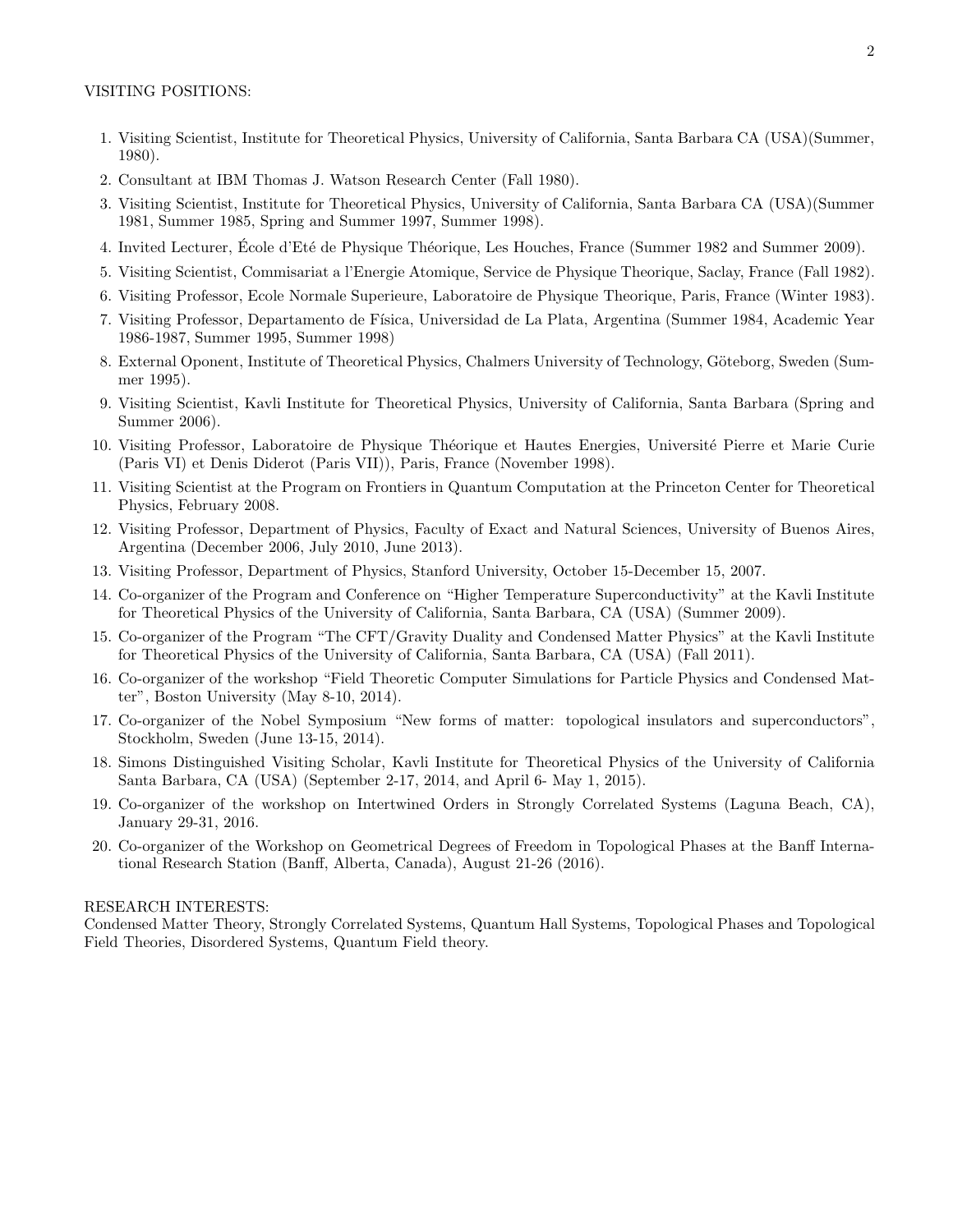VISITING POSITIONS:

1. Visiting Scientist, Institute for Theoretical Physics, University of California, Santa Barbara CA (USA)(Summer, 1980).
2. Consultant at IBM Thomas J. Watson Research Center (Fall 1980).
3. Visiting Scientist, Institute for Theoretical Physics, University of California, Santa Barbara CA (USA)(Summer 1981, Summer 1985, Spring and Summer 1997, Summer 1998).
4. Invited Lecturer, École d'Eté de Physique Théorique, Les Houches, France (Summer 1982 and Summer 2009).
5. Visiting Scientist, Commisariat a l'Energie Atomique, Service de Physique Theorique, Saclay, France (Fall 1982).
6. Visiting Professor, Ecole Normale Superieure, Laboratoire de Physique Theorique, Paris, France (Winter 1983).
7. Visiting Professor, Departamento de Física, Universidad de La Plata, Argentina (Summer 1984, Academic Year 1986-1987, Summer 1995, Summer 1998)
8. External Oponent, Institute of Theoretical Physics, Chalmers University of Technology, Göteborg, Sweden (Summer 1995).
9. Visiting Scientist, Kavli Institute for Theoretical Physics, University of California, Santa Barbara (Spring and Summer 2006).
10. Visiting Professor, Laboratoire de Physique Théorique et Hautes Energies, Université Pierre et Marie Curie (Paris VI) et Denis Diderot (Paris VII)), Paris, France (November 1998).
11. Visiting Scientist at the Program on Frontiers in Quantum Computation at the Princeton Center for Theoretical Physics, February 2008.
12. Visiting Professor, Department of Physics, Faculty of Exact and Natural Sciences, University of Buenos Aires, Argentina (December 2006, July 2010, June 2013).
13. Visiting Professor, Department of Physics, Stanford University, October 15-December 15, 2007.
14. Co-organizer of the Program and Conference on "Higher Temperature Superconductivity" at the Kavli Institute for Theoretical Physics of the University of California, Santa Barbara, CA (USA) (Summer 2009).
15. Co-organizer of the Program "The CFT/Gravity Duality and Condensed Matter Physics" at the Kavli Institute for Theoretical Physics of the University of California, Santa Barbara, CA (USA) (Fall 2011).
16. Co-organizer of the workshop "Field Theoretic Computer Simulations for Particle Physics and Condensed Matter", Boston University (May 8-10, 2014).
17. Co-organizer of the Nobel Symposium "New forms of matter: topological insulators and superconductors", Stockholm, Sweden (June 13-15, 2014).
18. Simons Distinguished Visiting Scholar, Kavli Institute for Theoretical Physics of the University of California Santa Barbara, CA (USA) (September 2-17, 2014, and April 6- May 1, 2015).
19. Co-organizer of the workshop on Intertwined Orders in Strongly Correlated Systems (Laguna Beach, CA), January 29-31, 2016.
20. Co-organizer of the Workshop on Geometrical Degrees of Freedom in Topological Phases at the Banff International Research Station (Banff, Alberta, Canada), August 21-26 (2016).

RESEARCH INTERESTS:
Condensed Matter Theory, Strongly Correlated Systems, Quantum Hall Systems, Topological Phases and Topological Field Theories, Disordered Systems, Quantum Field theory.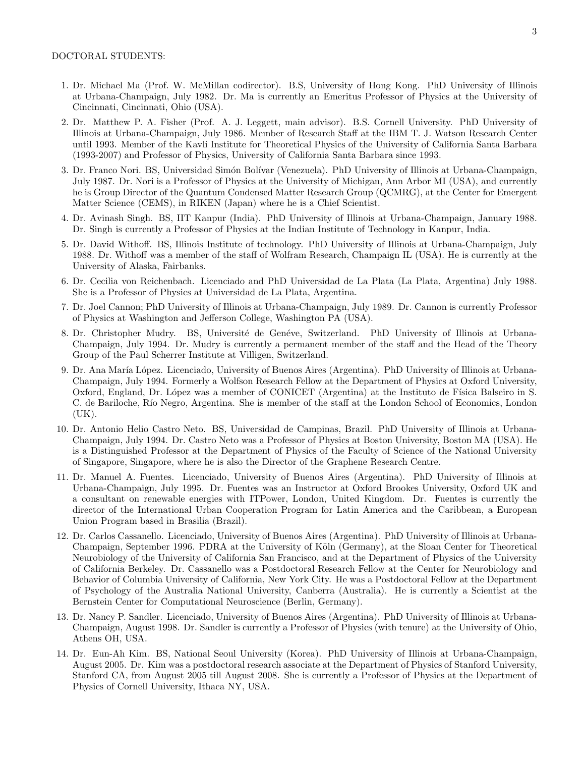DOCTORAL STUDENTS:

1. Dr. Michael Ma (Prof. W. McMillan codirector). B.S, University of Hong Kong. PhD University of Illinois at Urbana-Champaign, July 1982. Dr. Ma is currently an Emeritus Professor of Physics at the University of Cincinnati, Cincinnati, Ohio (USA).

2. Dr. Matthew P. A. Fisher (Prof. A. J. Leggett, main advisor). B.S. Cornell University. PhD University of Illinois at Urbana-Champaign, July 1986. Member of Research Staff at the IBM T. J. Watson Research Center until 1993. Member of the Kavli Institute for Theoretical Physics of the University of California Santa Barbara (1993-2007) and Professor of Physics, University of California Santa Barbara since 1993.

3. Dr. Franco Nori. BS, Universidad Simón Bolívar (Venezuela). PhD University of Illinois at Urbana-Champaign, July 1987. Dr. Nori is a Professor of Physics at the University of Michigan, Ann Arbor MI (USA), and currently he is Group Director of the Quantum Condensed Matter Research Group (QCMRG), at the Center for Emergent Matter Science (CEMS), in RIKEN (Japan) where he is a Chief Scientist.

4. Dr. Avinash Singh. BS, IIT Kanpur (India). PhD University of Illinois at Urbana-Champaign, January 1988. Dr. Singh is currently a Professor of Physics at the Indian Institute of Technology in Kanpur, India.

5. Dr. David Withoff. BS, Illinois Institute of technology. PhD University of Illinois at Urbana-Champaign, July 1988. Dr. Withoff was a member of the staff of Wolfram Research, Champaign IL (USA). He is currently at the University of Alaska, Fairbanks.

6. Dr. Cecilia von Reichenbach. Licenciado and PhD Universidad de La Plata (La Plata, Argentina) July 1988. She is a Professor of Physics at Universidad de La Plata, Argentina.

7. Dr. Joel Cannon; PhD University of Illinois at Urbana-Champaign, July 1989. Dr. Cannon is currently Professor of Physics at Washington and Jefferson College, Washington PA (USA).

8. Dr. Christopher Mudry. BS, Université de Genéve, Switzerland. PhD University of Illinois at Urbana-Champaign, July 1994. Dr. Mudry is currently a permanent member of the staff and the Head of the Theory Group of the Paul Scherrer Institute at Villigen, Switzerland.

9. Dr. Ana María López. Licenciado, University of Buenos Aires (Argentina). PhD University of Illinois at Urbana-Champaign, July 1994. Formerly a Wolfson Research Fellow at the Department of Physics at Oxford University, Oxford, England, Dr. López was a member of CONICET (Argentina) at the Instituto de Física Balseiro in S. C. de Bariloche, Río Negro, Argentina. She is member of the staff at the London School of Economics, London (UK).

10. Dr. Antonio Helio Castro Neto. BS, Universidad de Campinas, Brazil. PhD University of Illinois at Urbana-Champaign, July 1994. Dr. Castro Neto was a Professor of Physics at Boston University, Boston MA (USA). He is a Distinguished Professor at the Department of Physics of the Faculty of Science of the National University of Singapore, Singapore, where he is also the Director of the Graphene Research Centre.

11. Dr. Manuel A. Fuentes. Licenciado, University of Buenos Aires (Argentina). PhD University of Illinois at Urbana-Champaign, July 1995. Dr. Fuentes was an Instructor at Oxford Brookes University, Oxford UK and a consultant on renewable energies with ITPower, London, United Kingdom. Dr. Fuentes is currently the director of the International Urban Cooperation Program for Latin America and the Caribbean, a European Union Program based in Brasilia (Brazil).

12. Dr. Carlos Cassanello. Licenciado, University of Buenos Aires (Argentina). PhD University of Illinois at Urbana-Champaign, September 1996. PDRA at the University of Köln (Germany), at the Sloan Center for Theoretical Neurobiology of the University of California San Francisco, and at the Department of Physics of the University of California Berkeley. Dr. Cassanello was a Postdoctoral Research Fellow at the Center for Neurobiology and Behavior of Columbia University of California, New York City. He was a Postdoctoral Fellow at the Department of Psychology of the Australia National University, Canberra (Australia). He is currently a Scientist at the Bernstein Center for Computational Neuroscience (Berlin, Germany).

13. Dr. Nancy P. Sandler. Licenciado, University of Buenos Aires (Argentina). PhD University of Illinois at Urbana-Champaign, August 1998. Dr. Sandler is currently a Professor of Physics (with tenure) at the University of Ohio, Athens OH, USA.

14. Dr. Eun-Ah Kim. BS, National Seoul University (Korea). PhD University of Illinois at Urbana-Champaign, August 2005. Dr. Kim was a postdoctoral research associate at the Department of Physics of Stanford University, Stanford CA, from August 2005 till August 2008. She is currently a Professor of Physics at the Department of Physics of Cornell University, Ithaca NY, USA.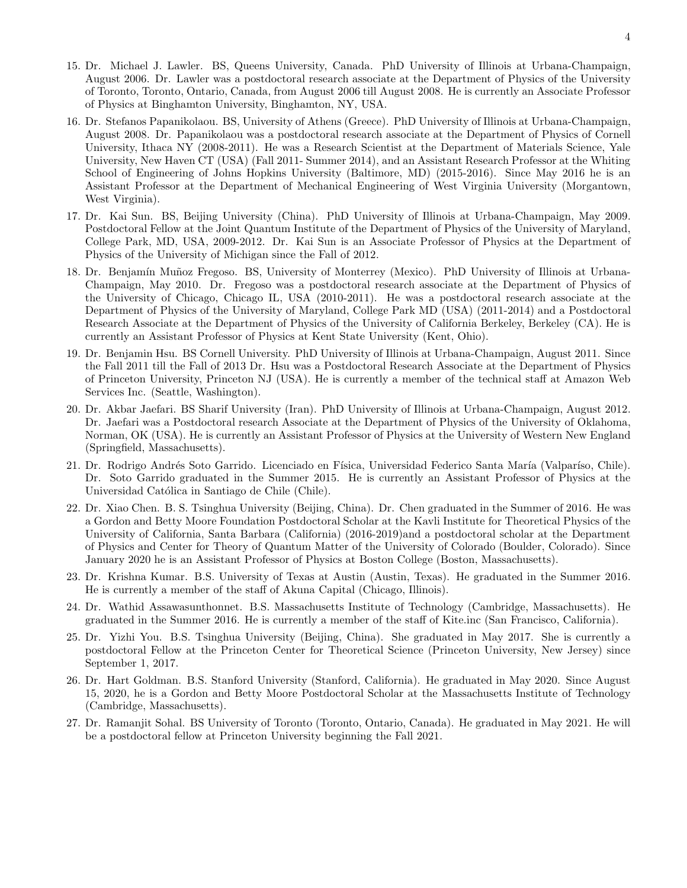15. Dr. Michael J. Lawler. BS, Queens University, Canada. PhD University of Illinois at Urbana-Champaign, August 2006. Dr. Lawler was a postdoctoral research associate at the Department of Physics of the University of Toronto, Toronto, Ontario, Canada, from August 2006 till August 2008. He is currently an Associate Professor of Physics at Binghamton University, Binghamton, NY, USA.

16. Dr. Stefanos Papanikolaou. BS, University of Athens (Greece). PhD University of Illinois at Urbana-Champaign, August 2008. Dr. Papanikolaou was a postdoctoral research associate at the Department of Physics of Cornell University, Ithaca NY (2008-2011). He was a Research Scientist at the Department of Materials Science, Yale University, New Haven CT (USA) (Fall 2011- Summer 2014), and an Assistant Research Professor at the Whiting School of Engineering of Johns Hopkins University (Baltimore, MD) (2015-2016). Since May 2016 he is an Assistant Professor at the Department of Mechanical Engineering of West Virginia University (Morgantown, West Virginia).

17. Dr. Kai Sun. BS, Beijing University (China). PhD University of Illinois at Urbana-Champaign, May 2009. Postdoctoral Fellow at the Joint Quantum Institute of the Department of Physics of the University of Maryland, College Park, MD, USA, 2009-2012. Dr. Kai Sun is an Associate Professor of Physics at the Department of Physics of the University of Michigan since the Fall of 2012.

18. Dr. Benjamín Muñoz Fregoso. BS, University of Monterrey (Mexico). PhD University of Illinois at Urbana-Champaign, May 2010. Dr. Fregoso was a postdoctoral research associate at the Department of Physics of the University of Chicago, Chicago IL, USA (2010-2011). He was a postdoctoral research associate at the Department of Physics of the University of Maryland, College Park MD (USA) (2011-2014) and a Postdoctoral Research Associate at the Department of Physics of the University of California Berkeley, Berkeley (CA). He is currently an Assistant Professor of Physics at Kent State University (Kent, Ohio).

19. Dr. Benjamin Hsu. BS Cornell University. PhD University of Illinois at Urbana-Champaign, August 2011. Since the Fall 2011 till the Fall of 2013 Dr. Hsu was a Postdoctoral Research Associate at the Department of Physics of Princeton University, Princeton NJ (USA). He is currently a member of the technical staff at Amazon Web Services Inc. (Seattle, Washington).

20. Dr. Akbar Jaefari. BS Sharif University (Iran). PhD University of Illinois at Urbana-Champaign, August 2012. Dr. Jaefari was a Postdoctoral research Associate at the Department of Physics of the University of Oklahoma, Norman, OK (USA). He is currently an Assistant Professor of Physics at the University of Western New England (Springfield, Massachusetts).

21. Dr. Rodrigo Andrés Soto Garrido. Licenciado en Física, Universidad Federico Santa María (Valparíso, Chile). Dr. Soto Garrido graduated in the Summer 2015. He is currently an Assistant Professor of Physics at the Universidad Católica in Santiago de Chile (Chile).

22. Dr. Xiao Chen. B. S. Tsinghua University (Beijing, China). Dr. Chen graduated in the Summer of 2016. He was a Gordon and Betty Moore Foundation Postdoctoral Scholar at the Kavli Institute for Theoretical Physics of the University of California, Santa Barbara (California) (2016-2019)and a postdoctoral scholar at the Department of Physics and Center for Theory of Quantum Matter of the University of Colorado (Boulder, Colorado). Since January 2020 he is an Assistant Professor of Physics at Boston College (Boston, Massachusetts).

23. Dr. Krishna Kumar. B.S. University of Texas at Austin (Austin, Texas). He graduated in the Summer 2016. He is currently a member of the staff of Akuna Capital (Chicago, Illinois).

24. Dr. Wathid Assawasunthonnet. B.S. Massachusetts Institute of Technology (Cambridge, Massachusetts). He graduated in the Summer 2016. He is currently a member of the staff of Kite.inc (San Francisco, California).

25. Dr. Yizhi You. B.S. Tsinghua University (Beijing, China). She graduated in May 2017. She is currently a postdoctoral Fellow at the Princeton Center for Theoretical Science (Princeton University, New Jersey) since September 1, 2017.

26. Dr. Hart Goldman. B.S. Stanford University (Stanford, California). He graduated in May 2020. Since August 15, 2020, he is a Gordon and Betty Moore Postdoctoral Scholar at the Massachusetts Institute of Technology (Cambridge, Massachusetts).

27. Dr. Ramanjit Sohal. BS University of Toronto (Toronto, Ontario, Canada). He graduated in May 2021. He will be a postdoctoral fellow at Princeton University beginning the Fall 2021.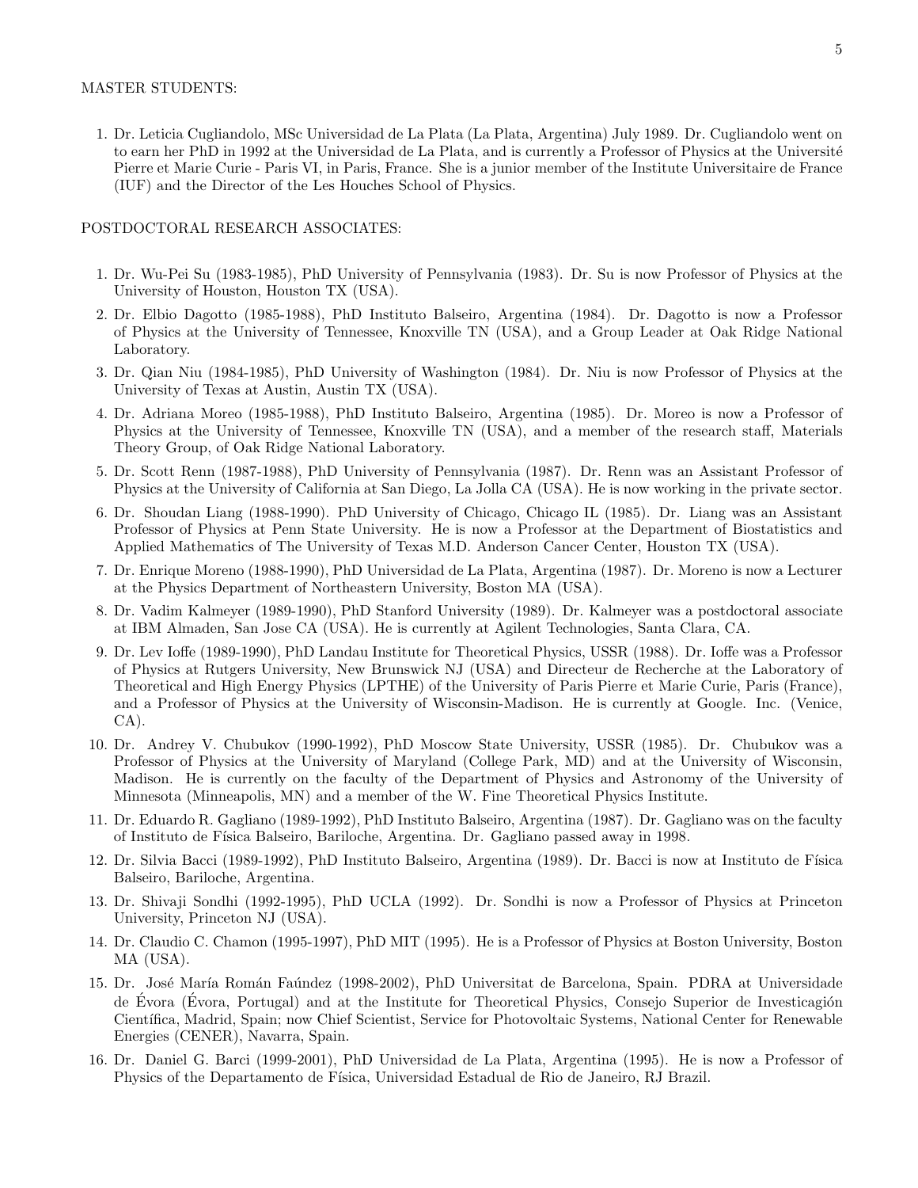MASTER STUDENTS:

1. Dr. Leticia Cugliandolo, MSc Universidad de La Plata (La Plata, Argentina) July 1989. Dr. Cugliandolo went on to earn her PhD in 1992 at the Universidad de La Plata, and is currently a Professor of Physics at the Université Pierre et Marie Curie - Paris VI, in Paris, France. She is a junior member of the Institute Universitaire de France (IUF) and the Director of the Les Houches School of Physics.

POSTDOCTORAL RESEARCH ASSOCIATES:

1. Dr. Wu-Pei Su (1983-1985), PhD University of Pennsylvania (1983). Dr. Su is now Professor of Physics at the University of Houston, Houston TX (USA).
2. Dr. Elbio Dagotto (1985-1988), PhD Instituto Balseiro, Argentina (1984). Dr. Dagotto is now a Professor of Physics at the University of Tennessee, Knoxville TN (USA), and a Group Leader at Oak Ridge National Laboratory.
3. Dr. Qian Niu (1984-1985), PhD University of Washington (1984). Dr. Niu is now Professor of Physics at the University of Texas at Austin, Austin TX (USA).
4. Dr. Adriana Moreo (1985-1988), PhD Instituto Balseiro, Argentina (1985). Dr. Moreo is now a Professor of Physics at the University of Tennessee, Knoxville TN (USA), and a member of the research staff, Materials Theory Group, of Oak Ridge National Laboratory.
5. Dr. Scott Renn (1987-1988), PhD University of Pennsylvania (1987). Dr. Renn was an Assistant Professor of Physics at the University of California at San Diego, La Jolla CA (USA). He is now working in the private sector.
6. Dr. Shoudan Liang (1988-1990). PhD University of Chicago, Chicago IL (1985). Dr. Liang was an Assistant Professor of Physics at Penn State University. He is now a Professor at the Department of Biostatistics and Applied Mathematics of The University of Texas M.D. Anderson Cancer Center, Houston TX (USA).
7. Dr. Enrique Moreno (1988-1990), PhD Universidad de La Plata, Argentina (1987). Dr. Moreno is now a Lecturer at the Physics Department of Northeastern University, Boston MA (USA).
8. Dr. Vadim Kalmeyer (1989-1990), PhD Stanford University (1989). Dr. Kalmeyer was a postdoctoral associate at IBM Almaden, San Jose CA (USA). He is currently at Agilent Technologies, Santa Clara, CA.
9. Dr. Lev Ioffe (1989-1990), PhD Landau Institute for Theoretical Physics, USSR (1988). Dr. Ioffe was a Professor of Physics at Rutgers University, New Brunswick NJ (USA) and Directeur de Recherche at the Laboratory of Theoretical and High Energy Physics (LPTHE) of the University of Paris Pierre et Marie Curie, Paris (France), and a Professor of Physics at the University of Wisconsin-Madison. He is currently at Google. Inc. (Venice, CA).
10. Dr. Andrey V. Chubukov (1990-1992), PhD Moscow State University, USSR (1985). Dr. Chubukov was a Professor of Physics at the University of Maryland (College Park, MD) and at the University of Wisconsin, Madison. He is currently on the faculty of the Department of Physics and Astronomy of the University of Minnesota (Minneapolis, MN) and a member of the W. Fine Theoretical Physics Institute.
11. Dr. Eduardo R. Gagliano (1989-1992), PhD Instituto Balseiro, Argentina (1987). Dr. Gagliano was on the faculty of Instituto de Física Balseiro, Bariloche, Argentina. Dr. Gagliano passed away in 1998.
12. Dr. Silvia Bacci (1989-1992), PhD Instituto Balseiro, Argentina (1989). Dr. Bacci is now at Instituto de Física Balseiro, Bariloche, Argentina.
13. Dr. Shivaji Sondhi (1992-1995), PhD UCLA (1992). Dr. Sondhi is now a Professor of Physics at Princeton University, Princeton NJ (USA).
14. Dr. Claudio C. Chamon (1995-1997), PhD MIT (1995). He is a Professor of Physics at Boston University, Boston MA (USA).
15. Dr. José María Román Faúndez (1998-2002), PhD Universitat de Barcelona, Spain. PDRA at Universidade de Évora (Évora, Portugal) and at the Institute for Theoretical Physics, Consejo Superior de Investicagión Científica, Madrid, Spain; now Chief Scientist, Service for Photovoltaic Systems, National Center for Renewable Energies (CENER), Navarra, Spain.
16. Dr. Daniel G. Barci (1999-2001), PhD Universidad de La Plata, Argentina (1995). He is now a Professor of Physics of the Departamento de Física, Universidad Estadual de Rio de Janeiro, RJ Brazil.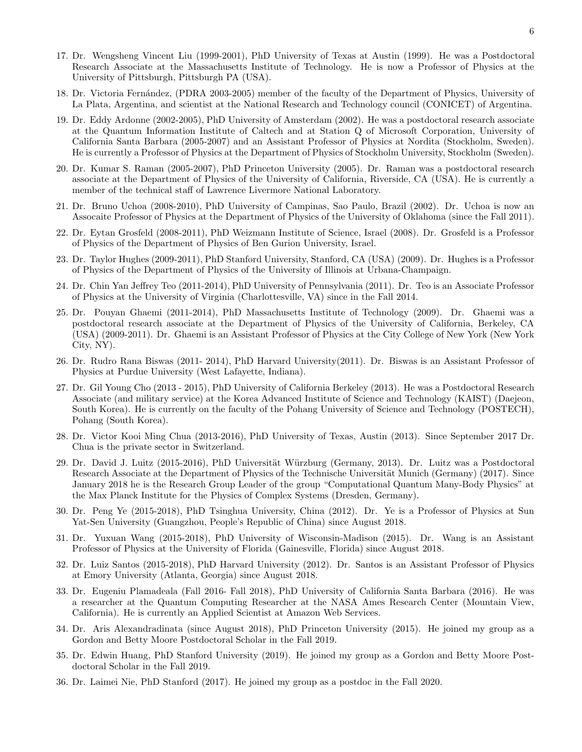17. Dr. Wengsheng Vincent Liu (1999-2001), PhD University of Texas at Austin (1999). He was a Postdoctoral Research Associate at the Massachusetts Institute of Technology. He is now a Professor of Physics at the University of Pittsburgh, Pittsburgh PA (USA).

18. Dr. Victoria Fernández, (PDRA 2003-2005) member of the faculty of the Department of Physics, University of La Plata, Argentina, and scientist at the National Research and Technology council (CONICET) of Argentina.

19. Dr. Eddy Ardonne (2002-2005), PhD University of Amsterdam (2002). He was a postdoctoral research associate at the Quantum Information Institute of Caltech and at Station Q of Microsoft Corporation, University of California Santa Barbara (2005-2007) and an Assistant Professor of Physics at Nordita (Stockholm, Sweden). He is currently a Professor of Physics at the Department of Physics of Stockholm University, Stockholm (Sweden).

20. Dr. Kumar S. Raman (2005-2007), PhD Princeton University (2005). Dr. Raman was a postdoctoral research associate at the Department of Physics of the University of California, Riverside, CA (USA). He is currently a member of the technical staff of Lawrence Livermore National Laboratory.

21. Dr. Bruno Uchoa (2008-2010), PhD University of Campinas, Sao Paulo, Brazil (2002). Dr. Uchoa is now an Assocaite Professor of Physics at the Department of Physics of the University of Oklahoma (since the Fall 2011).

22. Dr. Eytan Grosfeld (2008-2011), PhD Weizmann Institute of Science, Israel (2008). Dr. Grosfeld is a Professor of Physics of the Department of Physics of Ben Gurion University, Israel.

23. Dr. Taylor Hughes (2009-2011), PhD Stanford University, Stanford, CA (USA) (2009). Dr. Hughes is a Professor of Physics of the Department of Physics of the University of Illinois at Urbana-Champaign.

24. Dr. Chin Yan Jeffrey Teo (2011-2014), PhD University of Pennsylvania (2011). Dr. Teo is an Associate Professor of Physics at the University of Virginia (Charlottesville, VA) since in the Fall 2014.

25. Dr. Pouyan Ghaemi (2011-2014), PhD Massachusetts Institute of Technology (2009). Dr. Ghaemi was a postdoctoral research associate at the Department of Physics of the University of California, Berkeley, CA (USA) (2009-2011). Dr. Ghaemi is an Assistant Professor of Physics at the City College of New York (New York City, NY).

26. Dr. Rudro Rana Biswas (2011- 2014), PhD Harvard University(2011). Dr. Biswas is an Assistant Professor of Physics at Purdue University (West Lafayette, Indiana).

27. Dr. Gil Young Cho (2013 - 2015), PhD University of California Berkeley (2013). He was a Postdoctoral Research Associate (and military service) at the Korea Advanced Institute of Science and Technology (KAIST) (Daejeon, South Korea). He is currently on the faculty of the Pohang University of Science and Technology (POSTECH), Pohang (South Korea).

28. Dr. Victor Kooi Ming Chua (2013-2016), PhD University of Texas, Austin (2013). Since September 2017 Dr. Chua is the private sector in Switzerland.

29. Dr. David J. Luitz (2015-2016), PhD Universität Würzburg (Germany, 2013). Dr. Luitz was a Postdoctoral Research Associate at the Department of Physics of the Technische Universität Munich (Germany) (2017). Since January 2018 he is the Research Group Leader of the group "Computational Quantum Many-Body Physics" at the Max Planck Institute for the Physics of Complex Systems (Dresden, Germany).

30. Dr. Peng Ye (2015-2018), PhD Tsinghua University, China (2012). Dr. Ye is a Professor of Physics at Sun Yat-Sen University (Guangzhou, People's Republic of China) since August 2018.

31. Dr. Yuxuan Wang (2015-2018), PhD University of Wisconsin-Madison (2015). Dr. Wang is an Assistant Professor of Physics at the University of Florida (Gainesville, Florida) since August 2018.

32. Dr. Luiz Santos (2015-2018), PhD Harvard University (2012). Dr. Santos is an Assistant Professor of Physics at Emory University (Atlanta, Georgia) since August 2018.

33. Dr. Eugeniu Plamadeala (Fall 2016- Fall 2018), PhD University of California Santa Barbara (2016). He was a researcher at the Quantum Computing Researcher at the NASA Ames Research Center (Mountain View, California). He is currently an Applied Scientist at Amazon Web Services.

34. Dr. Aris Alexandradinata (since August 2018), PhD Princeton University (2015). He joined my group as a Gordon and Betty Moore Postdoctoral Scholar in the Fall 2019.

35. Dr. Edwin Huang, PhD Stanford University (2019). He joined my group as a Gordon and Betty Moore Postdoctoral Scholar in the Fall 2019.

36. Dr. Laimei Nie, PhD Stanford (2017). He joined my group as a postdoc in the Fall 2020.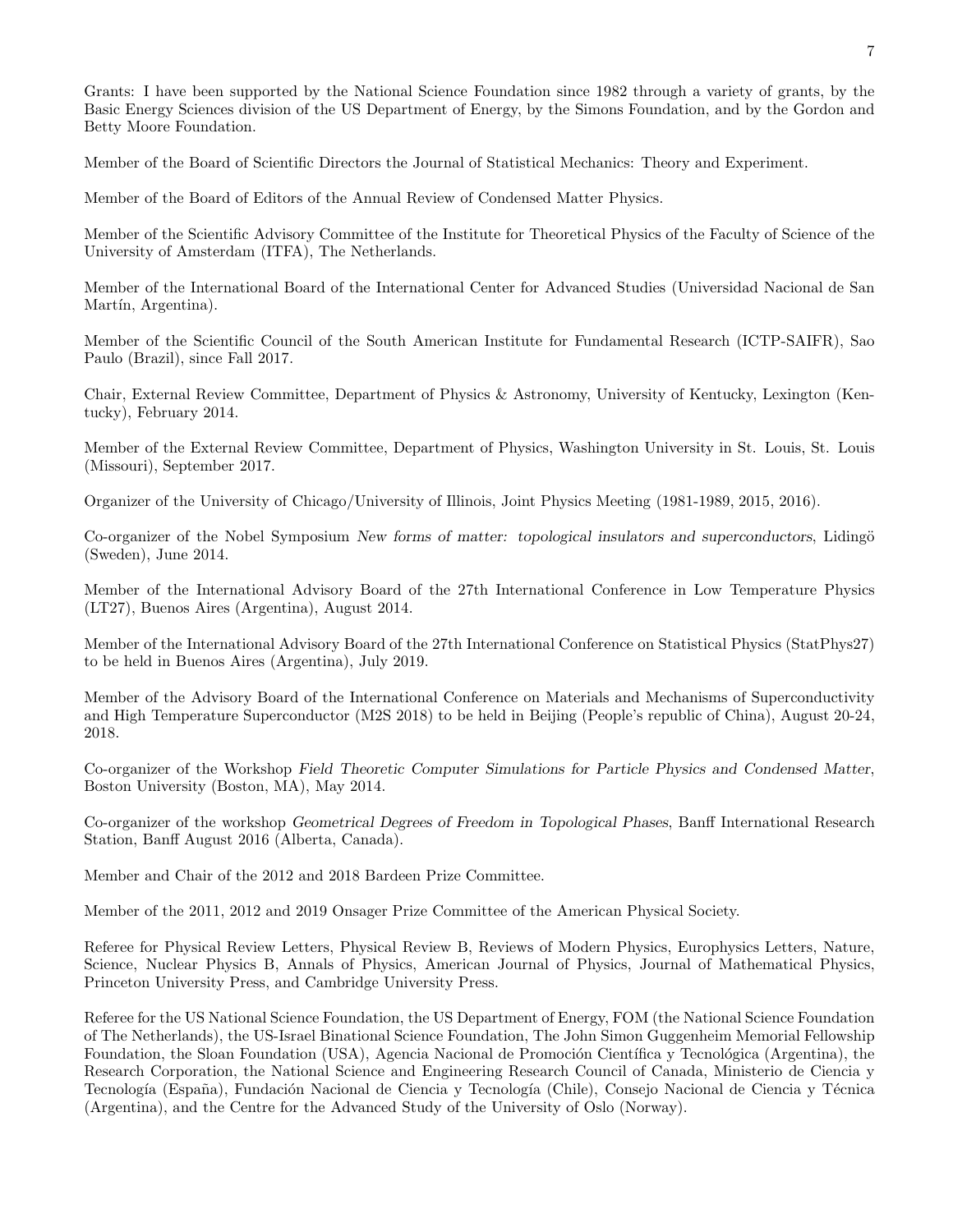Grants: I have been supported by the National Science Foundation since 1982 through a variety of grants, by the Basic Energy Sciences division of the US Department of Energy, by the Simons Foundation, and by the Gordon and Betty Moore Foundation.

Member of the Board of Scientific Directors the Journal of Statistical Mechanics: Theory and Experiment.

Member of the Board of Editors of the Annual Review of Condensed Matter Physics.

Member of the Scientific Advisory Committee of the Institute for Theoretical Physics of the Faculty of Science of the University of Amsterdam (ITFA), The Netherlands.

Member of the International Board of the International Center for Advanced Studies (Universidad Nacional de San Martín, Argentina).

Member of the Scientific Council of the South American Institute for Fundamental Research (ICTP-SAIFR), Sao Paulo (Brazil), since Fall 2017.

Chair, External Review Committee, Department of Physics & Astronomy, University of Kentucky, Lexington (Kentucky), February 2014.

Member of the External Review Committee, Department of Physics, Washington University in St. Louis, St. Louis (Missouri), September 2017.

Organizer of the University of Chicago/University of Illinois, Joint Physics Meeting (1981-1989, 2015, 2016).

Co-organizer of the Nobel Symposium *New forms of matter: topological insulators and superconductors*, Lidingö (Sweden), June 2014.

Member of the International Advisory Board of the 27th International Conference in Low Temperature Physics (LT27), Buenos Aires (Argentina), August 2014.

Member of the International Advisory Board of the 27th International Conference on Statistical Physics (StatPhys27) to be held in Buenos Aires (Argentina), July 2019.

Member of the Advisory Board of the International Conference on Materials and Mechanisms of Superconductivity and High Temperature Superconductor (M2S 2018) to be held in Beijing (People's republic of China), August 20-24, 2018.

Co-organizer of the Workshop *Field Theoretic Computer Simulations for Particle Physics and Condensed Matter*, Boston University (Boston, MA), May 2014.

Co-organizer of the workshop *Geometrical Degrees of Freedom in Topological Phases*, Banff International Research Station, Banff August 2016 (Alberta, Canada).

Member and Chair of the 2012 and 2018 Bardeen Prize Committee.

Member of the 2011, 2012 and 2019 Onsager Prize Committee of the American Physical Society.

Referee for Physical Review Letters, Physical Review B, Reviews of Modern Physics, Europhysics Letters, Nature, Science, Nuclear Physics B, Annals of Physics, American Journal of Physics, Journal of Mathematical Physics, Princeton University Press, and Cambridge University Press.

Referee for the US National Science Foundation, the US Department of Energy, FOM (the National Science Foundation of The Netherlands), the US-Israel Binational Science Foundation, The John Simon Guggenheim Memorial Fellowship Foundation, the Sloan Foundation (USA), Agencia Nacional de Promoción Científica y Tecnológica (Argentina), the Research Corporation, the National Science and Engineering Research Council of Canada, Ministerio de Ciencia y Tecnología (España), Fundación Nacional de Ciencia y Tecnología (Chile), Consejo Nacional de Ciencia y Técnica (Argentina), and the Centre for the Advanced Study of the University of Oslo (Norway).